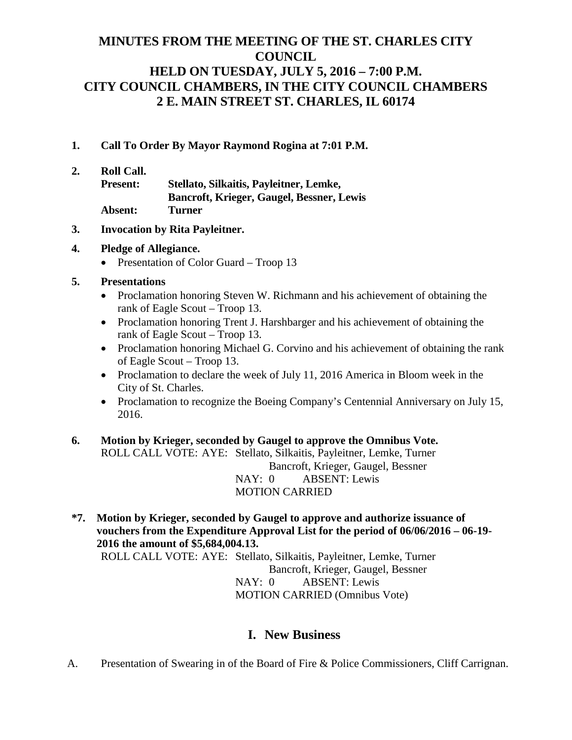# MINUTES FROM THE MEETING OF THE ST. CHARLES CITY COUNCIL
# HELD ON TUESDAY, JULY 5, 2016 – 7:00 P.M.
# CITY COUNCIL CHAMBERS, IN THE CITY COUNCIL CHAMBERS
# 2 E. MAIN STREET ST. CHARLES, IL 60174

**1. Call To Order By Mayor Raymond Rogina at 7:01 P.M.**

**2. Roll Call.**

**Present:** **Stellato, Silkaitis, Payleitner, Lemke, Bancroft, Krieger, Gaugel, Bessner, Lewis**

**Absent:** **Turner**

**3. Invocation by Rita Payleitner.**

**4. Pledge of Allegiance.**

- Presentation of Color Guard – Troop 13

**5. Presentations**

- Proclamation honoring Steven W. Richmann and his achievement of obtaining the rank of Eagle Scout – Troop 13.
- Proclamation honoring Trent J. Harshbarger and his achievement of obtaining the rank of Eagle Scout – Troop 13.
- Proclamation honoring Michael G. Corvino and his achievement of obtaining the rank of Eagle Scout – Troop 13.
- Proclamation to declare the week of July 11, 2016 America in Bloom week in the City of St. Charles.
- Proclamation to recognize the Boeing Company's Centennial Anniversary on July 15, 2016.

**6. Motion by Krieger, seconded by Gaugel to approve the Omnibus Vote.**

ROLL CALL VOTE: AYE: Stellato, Silkaitis, Payleitner, Lemke, Turner Bancroft, Krieger, Gaugel, Bessner
NAY: 0 ABSENT: Lewis
MOTION CARRIED

**\*7. Motion by Krieger, seconded by Gaugel to approve and authorize issuance of vouchers from the Expenditure Approval List for the period of 06/06/2016 – 06-19-2016 the amount of $5,684,004.13.**

ROLL CALL VOTE: AYE: Stellato, Silkaitis, Payleitner, Lemke, Turner Bancroft, Krieger, Gaugel, Bessner
NAY: 0 ABSENT: Lewis
MOTION CARRIED (Omnibus Vote)

## I. New Business

A. Presentation of Swearing in of the Board of Fire & Police Commissioners, Cliff Carrignan.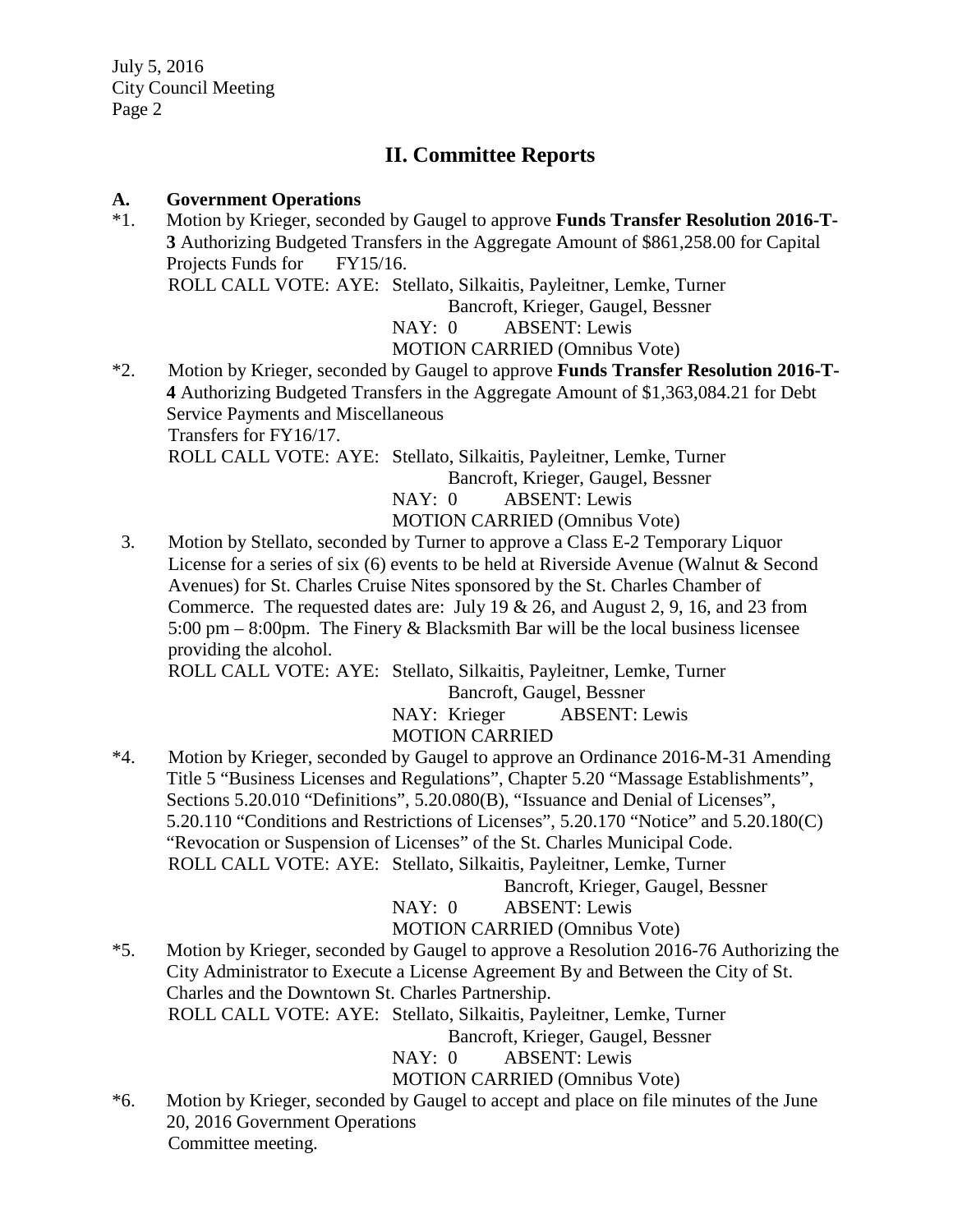## II. Committee Reports

**A. Government Operations**

*1. Motion by Krieger, seconded by Gaugel to approve **Funds Transfer Resolution 2016-T-3** Authorizing Budgeted Transfers in the Aggregate Amount of $861,258.00 for Capital Projects Funds for FY15/16.

ROLL CALL VOTE: AYE: Stellato, Silkaitis, Payleitner, Lemke, Turner Bancroft, Krieger, Gaugel, Bessner
NAY: 0 ABSENT: Lewis
MOTION CARRIED (Omnibus Vote)

*2. Motion by Krieger, seconded by Gaugel to approve **Funds Transfer Resolution 2016-T-4** Authorizing Budgeted Transfers in the Aggregate Amount of $1,363,084.21 for Debt Service Payments and Miscellaneous Transfers for FY16/17.

ROLL CALL VOTE: AYE: Stellato, Silkaitis, Payleitner, Lemke, Turner Bancroft, Krieger, Gaugel, Bessner
NAY: 0 ABSENT: Lewis
MOTION CARRIED (Omnibus Vote)

3. Motion by Stellato, seconded by Turner to approve a Class E-2 Temporary Liquor License for a series of six (6) events to be held at Riverside Avenue (Walnut & Second Avenues) for St. Charles Cruise Nites sponsored by the St. Charles Chamber of Commerce. The requested dates are: July 19 & 26, and August 2, 9, 16, and 23 from 5:00 pm – 8:00pm. The Finery & Blacksmith Bar will be the local business licensee providing the alcohol.

ROLL CALL VOTE: AYE: Stellato, Silkaitis, Payleitner, Lemke, Turner Bancroft, Gaugel, Bessner
NAY: Krieger ABSENT: Lewis
MOTION CARRIED

*4. Motion by Krieger, seconded by Gaugel to approve an Ordinance 2016-M-31 Amending Title 5 "Business Licenses and Regulations", Chapter 5.20 "Massage Establishments", Sections 5.20.010 "Definitions", 5.20.080(B), "Issuance and Denial of Licenses", 5.20.110 "Conditions and Restrictions of Licenses", 5.20.170 "Notice" and 5.20.180(C) "Revocation or Suspension of Licenses" of the St. Charles Municipal Code.

ROLL CALL VOTE: AYE: Stellato, Silkaitis, Payleitner, Lemke, Turner Bancroft, Krieger, Gaugel, Bessner
NAY: 0 ABSENT: Lewis
MOTION CARRIED (Omnibus Vote)

*5. Motion by Krieger, seconded by Gaugel to approve a Resolution 2016-76 Authorizing the City Administrator to Execute a License Agreement By and Between the City of St. Charles and the Downtown St. Charles Partnership.

ROLL CALL VOTE: AYE: Stellato, Silkaitis, Payleitner, Lemke, Turner Bancroft, Krieger, Gaugel, Bessner
NAY: 0 ABSENT: Lewis
MOTION CARRIED (Omnibus Vote)

*6. Motion by Krieger, seconded by Gaugel to accept and place on file minutes of the June 20, 2016 Government Operations Committee meeting.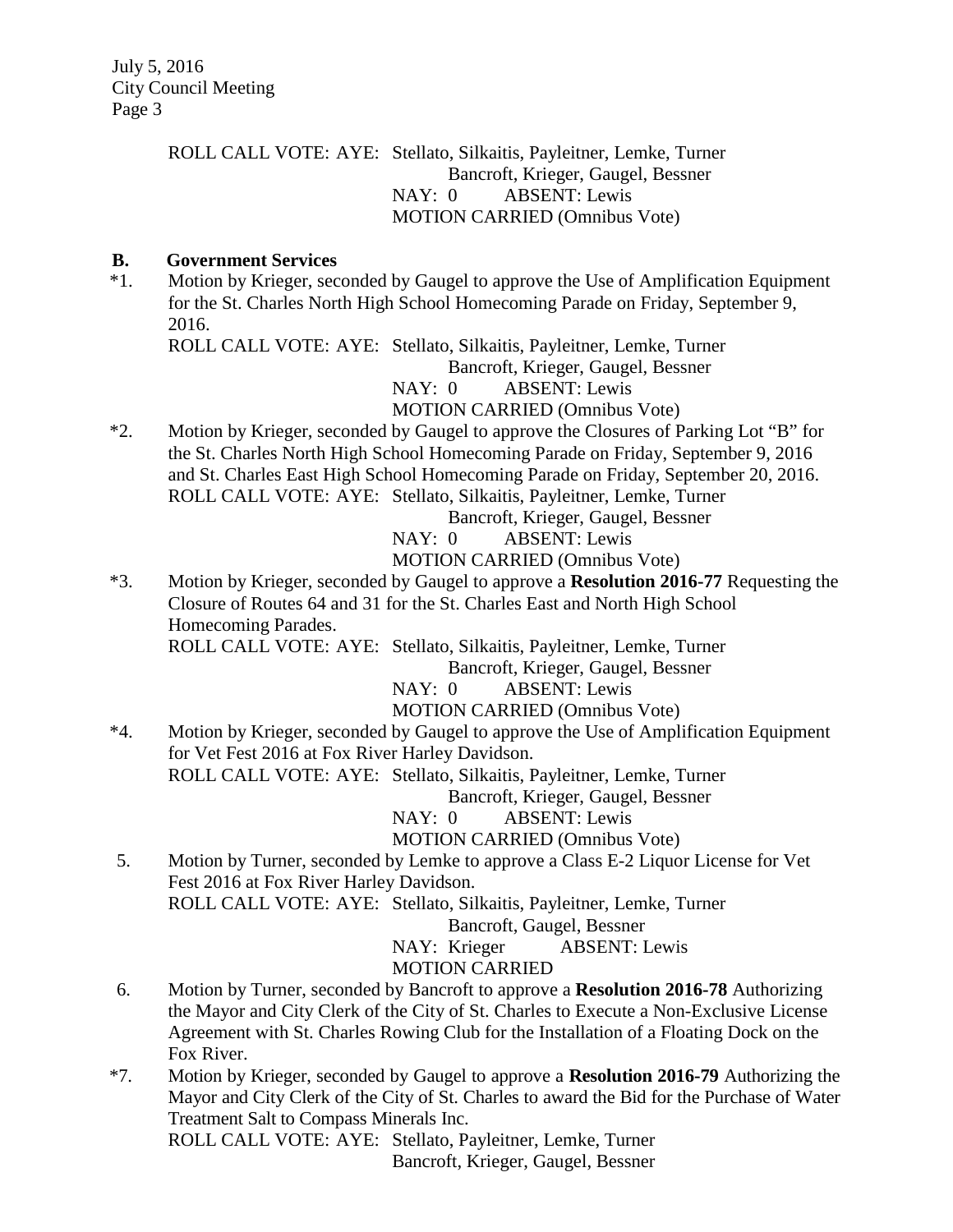ROLL CALL VOTE: AYE: Stellato, Silkaitis, Payleitner, Lemke, Turner
Bancroft, Krieger, Gaugel, Bessner
NAY: 0 ABSENT: Lewis
MOTION CARRIED (Omnibus Vote)

**B. Government Services**

*1. Motion by Krieger, seconded by Gaugel to approve the Use of Amplification Equipment for the St. Charles North High School Homecoming Parade on Friday, September 9, 2016.
ROLL CALL VOTE: AYE: Stellato, Silkaitis, Payleitner, Lemke, Turner
Bancroft, Krieger, Gaugel, Bessner
NAY: 0 ABSENT: Lewis
MOTION CARRIED (Omnibus Vote)

*2. Motion by Krieger, seconded by Gaugel to approve the Closures of Parking Lot "B" for the St. Charles North High School Homecoming Parade on Friday, September 9, 2016 and St. Charles East High School Homecoming Parade on Friday, September 20, 2016.
ROLL CALL VOTE: AYE: Stellato, Silkaitis, Payleitner, Lemke, Turner
Bancroft, Krieger, Gaugel, Bessner
NAY: 0 ABSENT: Lewis
MOTION CARRIED (Omnibus Vote)

*3. Motion by Krieger, seconded by Gaugel to approve a **Resolution 2016-77** Requesting the Closure of Routes 64 and 31 for the St. Charles East and North High School Homecoming Parades.
ROLL CALL VOTE: AYE: Stellato, Silkaitis, Payleitner, Lemke, Turner
Bancroft, Krieger, Gaugel, Bessner
NAY: 0 ABSENT: Lewis
MOTION CARRIED (Omnibus Vote)

*4. Motion by Krieger, seconded by Gaugel to approve the Use of Amplification Equipment for Vet Fest 2016 at Fox River Harley Davidson.
ROLL CALL VOTE: AYE: Stellato, Silkaitis, Payleitner, Lemke, Turner
Bancroft, Krieger, Gaugel, Bessner
NAY: 0 ABSENT: Lewis
MOTION CARRIED (Omnibus Vote)

5. Motion by Turner, seconded by Lemke to approve a Class E-2 Liquor License for Vet Fest 2016 at Fox River Harley Davidson.
ROLL CALL VOTE: AYE: Stellato, Silkaitis, Payleitner, Lemke, Turner
Bancroft, Gaugel, Bessner
NAY: Krieger ABSENT: Lewis
MOTION CARRIED

6. Motion by Turner, seconded by Bancroft to approve a **Resolution 2016-78** Authorizing the Mayor and City Clerk of the City of St. Charles to Execute a Non-Exclusive License Agreement with St. Charles Rowing Club for the Installation of a Floating Dock on the Fox River.

*7. Motion by Krieger, seconded by Gaugel to approve a **Resolution 2016-79** Authorizing the Mayor and City Clerk of the City of St. Charles to award the Bid for the Purchase of Water Treatment Salt to Compass Minerals Inc.
ROLL CALL VOTE: AYE: Stellato, Payleitner, Lemke, Turner
Bancroft, Krieger, Gaugel, Bessner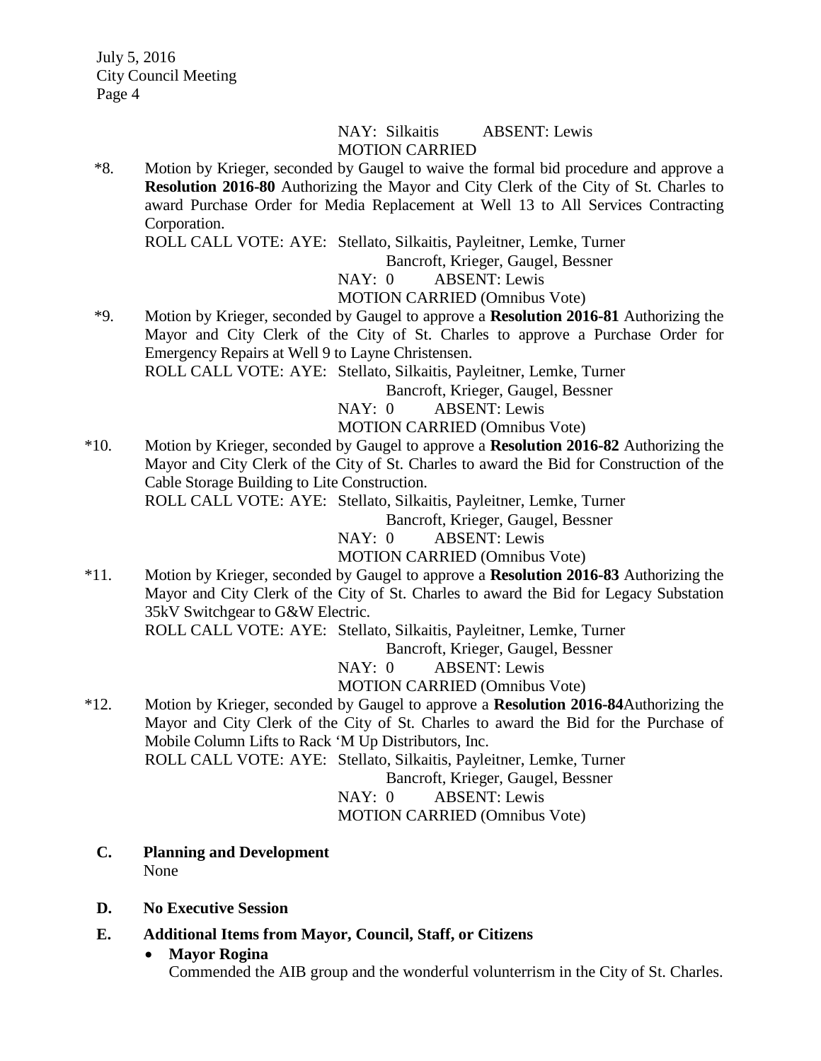NAY: Silkaitis ABSENT: Lewis
MOTION CARRIED

*8. Motion by Krieger, seconded by Gaugel to waive the formal bid procedure and approve a **Resolution 2016-80** Authorizing the Mayor and City Clerk of the City of St. Charles to award Purchase Order for Media Replacement at Well 13 to All Services Contracting Corporation.

ROLL CALL VOTE: AYE: Stellato, Silkaitis, Payleitner, Lemke, Turner
Bancroft, Krieger, Gaugel, Bessner
NAY: 0 ABSENT: Lewis
MOTION CARRIED (Omnibus Vote)

*9. Motion by Krieger, seconded by Gaugel to approve a **Resolution 2016-81** Authorizing the Mayor and City Clerk of the City of St. Charles to approve a Purchase Order for Emergency Repairs at Well 9 to Layne Christensen.

ROLL CALL VOTE: AYE: Stellato, Silkaitis, Payleitner, Lemke, Turner
Bancroft, Krieger, Gaugel, Bessner
NAY: 0 ABSENT: Lewis
MOTION CARRIED (Omnibus Vote)

*10. Motion by Krieger, seconded by Gaugel to approve a **Resolution 2016-82** Authorizing the Mayor and City Clerk of the City of St. Charles to award the Bid for Construction of the Cable Storage Building to Lite Construction.

ROLL CALL VOTE: AYE: Stellato, Silkaitis, Payleitner, Lemke, Turner
Bancroft, Krieger, Gaugel, Bessner
NAY: 0 ABSENT: Lewis
MOTION CARRIED (Omnibus Vote)

*11. Motion by Krieger, seconded by Gaugel to approve a **Resolution 2016-83** Authorizing the Mayor and City Clerk of the City of St. Charles to award the Bid for Legacy Substation 35kV Switchgear to G&W Electric.

ROLL CALL VOTE: AYE: Stellato, Silkaitis, Payleitner, Lemke, Turner
Bancroft, Krieger, Gaugel, Bessner
NAY: 0 ABSENT: Lewis
MOTION CARRIED (Omnibus Vote)

*12. Motion by Krieger, seconded by Gaugel to approve a **Resolution 2016-84**Authorizing the Mayor and City Clerk of the City of St. Charles to award the Bid for the Purchase of Mobile Column Lifts to Rack 'M Up Distributors, Inc.

ROLL CALL VOTE: AYE: Stellato, Silkaitis, Payleitner, Lemke, Turner
Bancroft, Krieger, Gaugel, Bessner
NAY: 0 ABSENT: Lewis
MOTION CARRIED (Omnibus Vote)

**C. Planning and Development**

None

**D. No Executive Session**

**E. Additional Items from Mayor, Council, Staff, or Citizens**

- **Mayor Rogina**
  Commended the AIB group and the wonderful volunterrism in the City of St. Charles.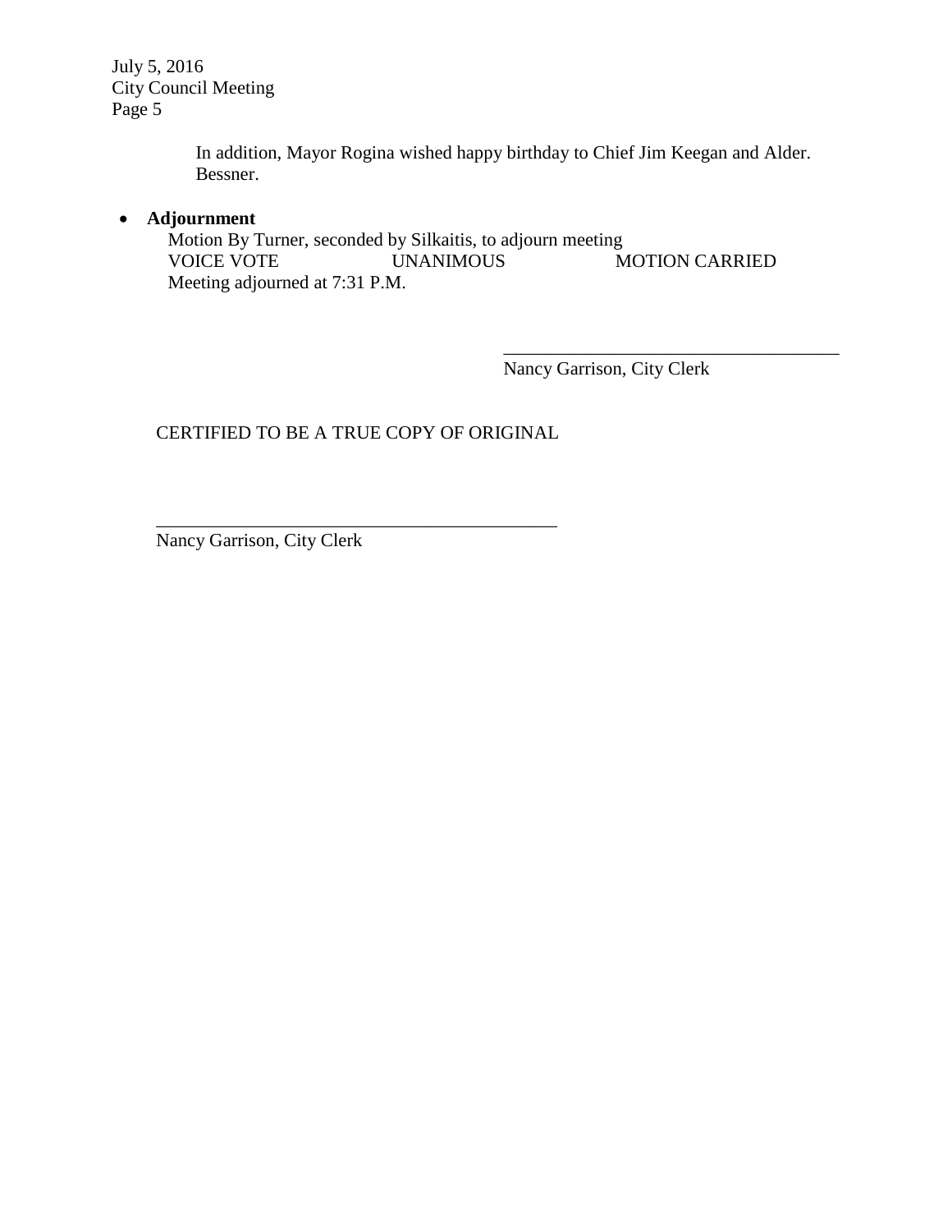In addition, Mayor Rogina wished happy birthday to Chief Jim Keegan and Alder. Bessner.

- **Adjournment**

  Motion By Turner, seconded by Silkaitis, to adjourn meeting
  VOICE VOTE UNANIMOUS MOTION CARRIED
  Meeting adjourned at 7:31 P.M.

\_\_\_\_\_\_\_\_\_\_\_\_\_\_\_\_\_\_\_\_\_\_\_\_\_\_\_\_\_\_\_\_\_\_\_\_\_
Nancy Garrison, City Clerk

CERTIFIED TO BE A TRUE COPY OF ORIGINAL

\_\_\_\_\_\_\_\_\_\_\_\_\_\_\_\_\_\_\_\_\_\_\_\_\_\_\_\_\_\_\_\_\_\_\_\_\_\_\_\_\_\_\_
Nancy Garrison, City Clerk